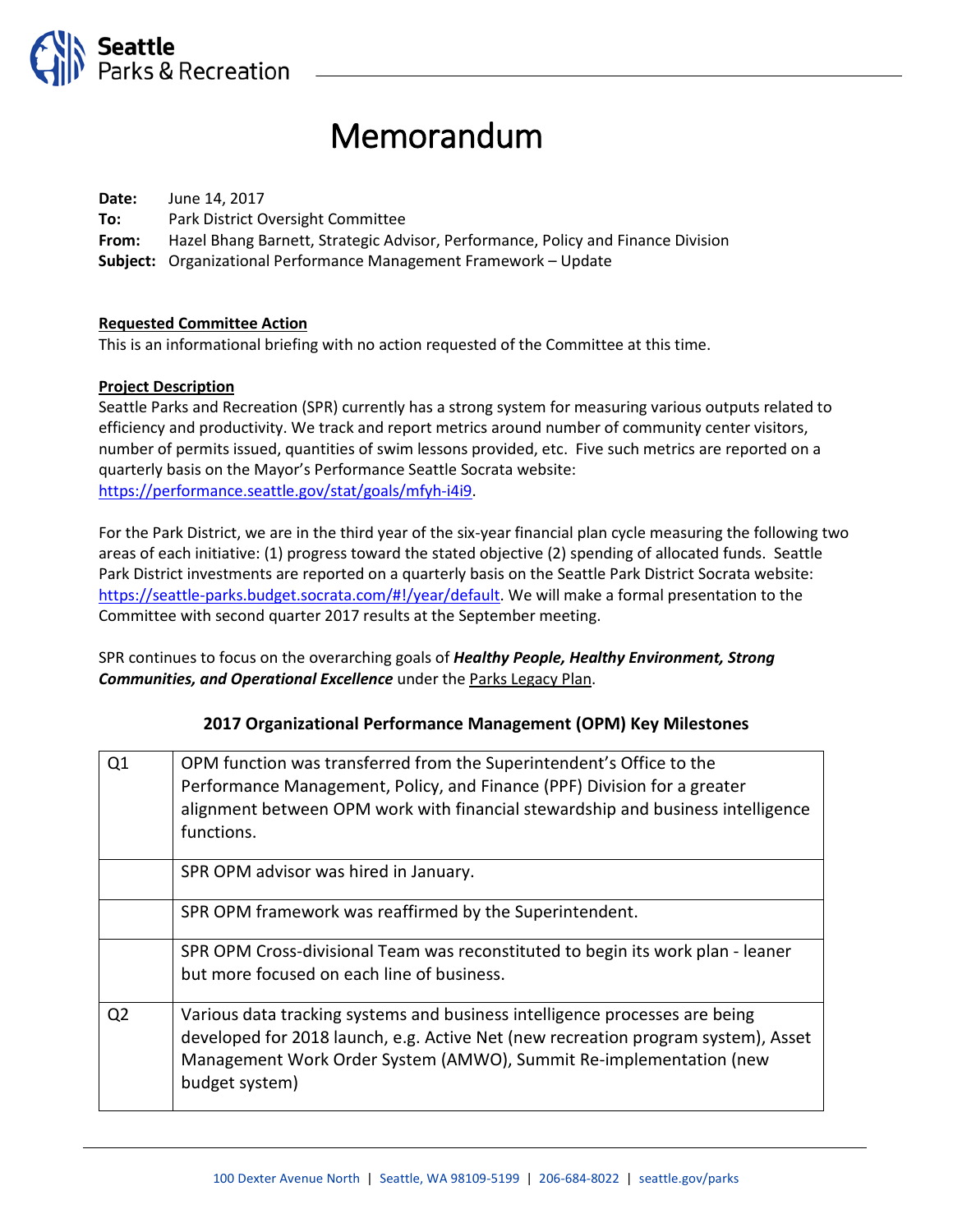Seattle Parks & Recreation

# Memorandum

**Date:** June 14, 2017
**To:** Park District Oversight Committee
**From:** Hazel Bhang Barnett, Strategic Advisor, Performance, Policy and Finance Division
**Subject:** Organizational Performance Management Framework – Update

**Requested Committee Action**
This is an informational briefing with no action requested of the Committee at this time.

**Project Description**
Seattle Parks and Recreation (SPR) currently has a strong system for measuring various outputs related to efficiency and productivity. We track and report metrics around number of community center visitors, number of permits issued, quantities of swim lessons provided, etc. Five such metrics are reported on a quarterly basis on the Mayor's Performance Seattle Socrata website: https://performance.seattle.gov/stat/goals/mfyh-i4i9.

For the Park District, we are in the third year of the six-year financial plan cycle measuring the following two areas of each initiative: (1) progress toward the stated objective (2) spending of allocated funds. Seattle Park District investments are reported on a quarterly basis on the Seattle Park District Socrata website: https://seattle-parks.budget.socrata.com/#!/year/default. We will make a formal presentation to the Committee with second quarter 2017 results at the September meeting.

SPR continues to focus on the overarching goals of ***Healthy People, Healthy Environment, Strong Communities, and Operational Excellence*** under the Parks Legacy Plan.

**2017 Organizational Performance Management (OPM) Key Milestones**

| | |
|---|---|
| Q1 | OPM function was transferred from the Superintendent's Office to the Performance Management, Policy, and Finance (PPF) Division for a greater alignment between OPM work with financial stewardship and business intelligence functions. |
| | SPR OPM advisor was hired in January. |
| | SPR OPM framework was reaffirmed by the Superintendent. |
| | SPR OPM Cross-divisional Team was reconstituted to begin its work plan - leaner but more focused on each line of business. |
| Q2 | Various data tracking systems and business intelligence processes are being developed for 2018 launch, e.g. Active Net (new recreation program system), Asset Management Work Order System (AMWO), Summit Re-implementation (new budget system) |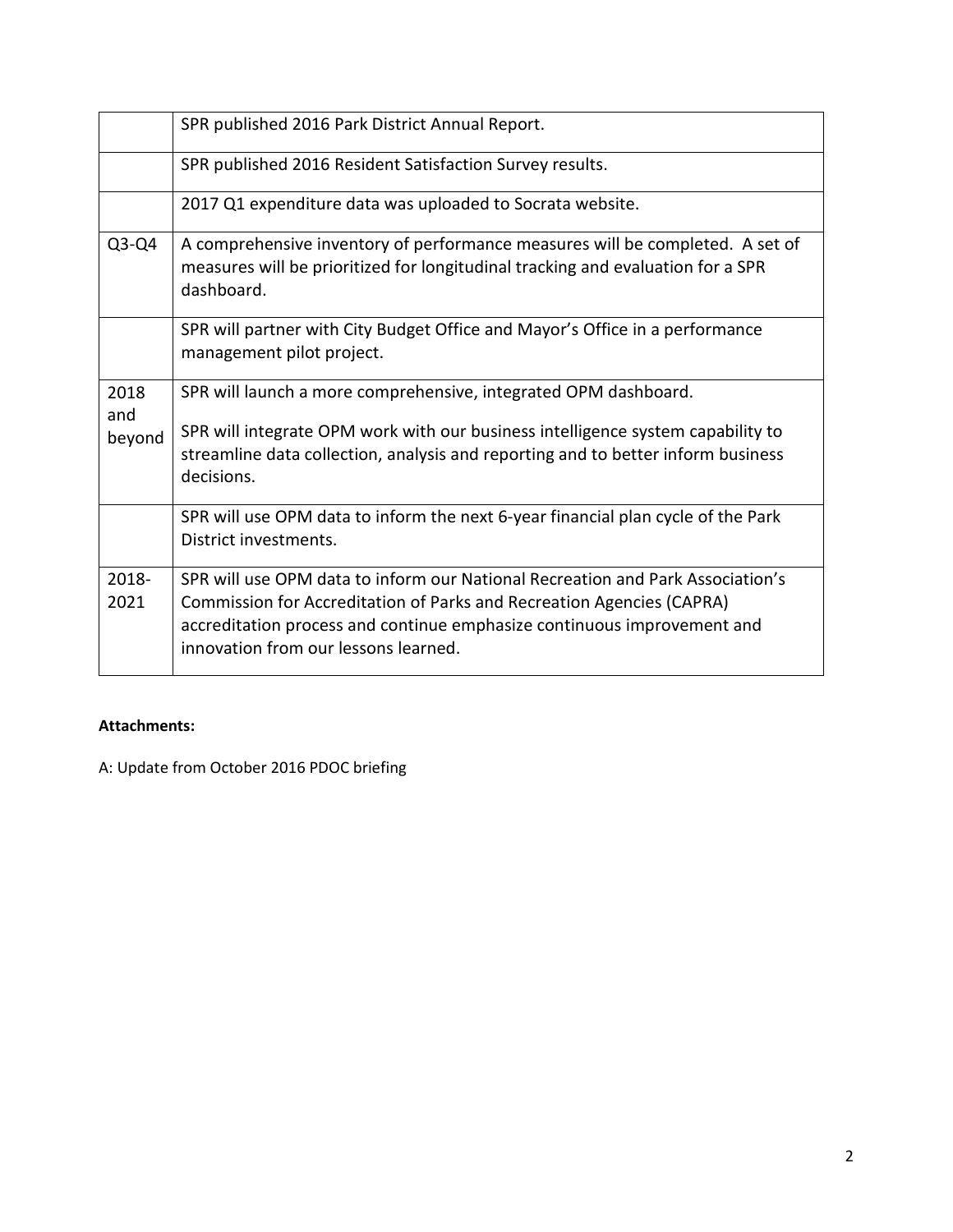| | |
|---|---|
| | SPR published 2016 Park District Annual Report. |
| | SPR published 2016 Resident Satisfaction Survey results. |
| | 2017 Q1 expenditure data was uploaded to Socrata website. |
| Q3-Q4 | A comprehensive inventory of performance measures will be completed. A set of measures will be prioritized for longitudinal tracking and evaluation for a SPR dashboard. |
| | SPR will partner with City Budget Office and Mayor's Office in a performance management pilot project. |
| 2018 and beyond | SPR will launch a more comprehensive, integrated OPM dashboard.<br><br>SPR will integrate OPM work with our business intelligence system capability to streamline data collection, analysis and reporting and to better inform business decisions. |
| | SPR will use OPM data to inform the next 6-year financial plan cycle of the Park District investments. |
| 2018-2021 | SPR will use OPM data to inform our National Recreation and Park Association's Commission for Accreditation of Parks and Recreation Agencies (CAPRA) accreditation process and continue emphasize continuous improvement and innovation from our lessons learned. |

**Attachments:**

A: Update from October 2016 PDOC briefing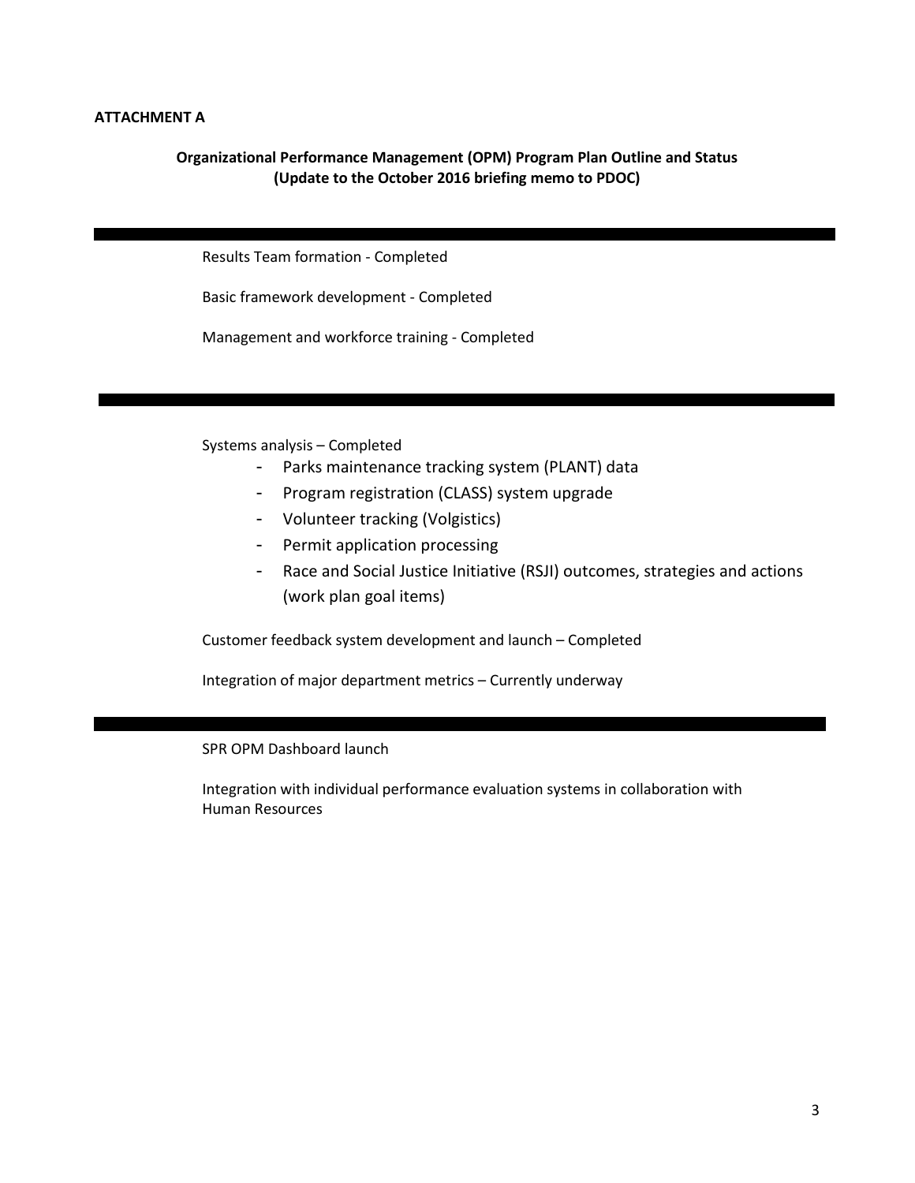**ATTACHMENT A**

**Organizational Performance Management (OPM) Program Plan Outline and Status**
**(Update to the October 2016 briefing memo to PDOC)**

---

Results Team formation - Completed

Basic framework development - Completed

Management and workforce training - Completed

---

Systems analysis – Completed

- Parks maintenance tracking system (PLANT) data
- Program registration (CLASS) system upgrade
- Volunteer tracking (Volgistics)
- Permit application processing
- Race and Social Justice Initiative (RSJI) outcomes, strategies and actions (work plan goal items)

Customer feedback system development and launch – Completed

Integration of major department metrics – Currently underway

---

SPR OPM Dashboard launch

Integration with individual performance evaluation systems in collaboration with Human Resources